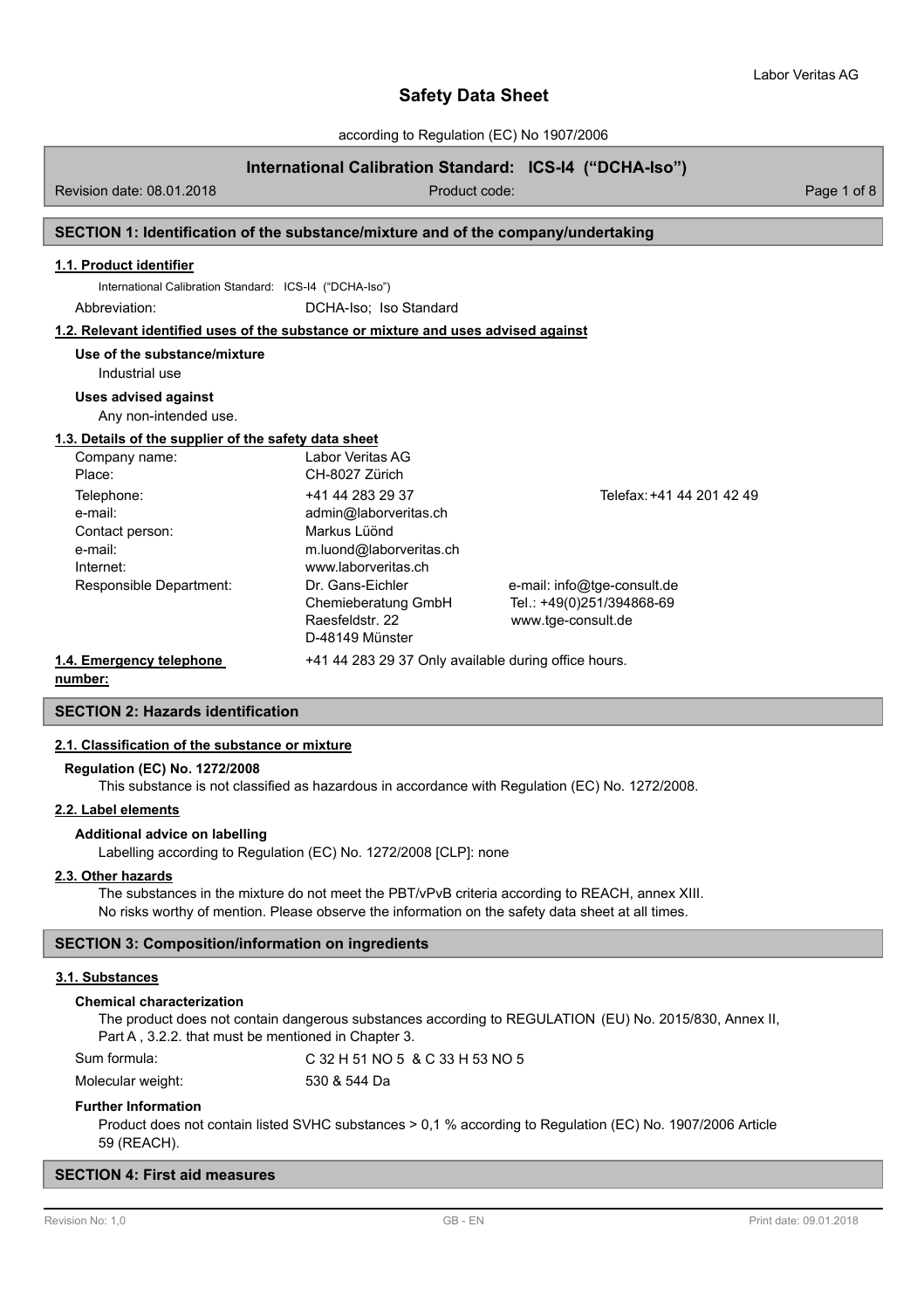# Safety Data Sheet

according to Regulation (EC) No 1907/2006

**International Calibration Standard: ICS-I4 ("DCHA-Iso")**

Revision date: 08.01.2018 | Product code:

## SECTION 1: Identification of the substance/mixture and of the company/undertaking

### 1.1. Product identifier

International Calibration Standard: ICS-I4 ("DCHA-Iso")

Abbreviation: DCHA-Iso; Iso Standard

### 1.2. Relevant identified uses of the substance or mixture and uses advised against

**Use of the substance/mixture**

Industrial use

**Uses advised against**

Any non-intended use.

### 1.3. Details of the supplier of the safety data sheet

| | | |
|---|---|---|
| Company name: | Labor Veritas AG | |
| Place: | CH-8027 Zürich | |
| Telephone: | +41 44 283 29 37 | Telefax: +41 44 201 42 49 |
| e-mail: | admin@laborveritas.ch | |
| Contact person: | Markus Lüönd | |
| e-mail: | m.luond@laborveritas.ch | |
| Internet: | www.laborveritas.ch | |
| Responsible Department: | Dr. Gans-Eichler Chemieberatung GmbH Raesfeldstr. 22 D-48149 Münster | e-mail: info@tge-consult.de Tel.: +49(0)251/394868-69 www.tge-consult.de |

### 1.4. Emergency telephone number:

+41 44 283 29 37 Only available during office hours.

## SECTION 2: Hazards identification

### 2.1. Classification of the substance or mixture

**Regulation (EC) No. 1272/2008**

This substance is not classified as hazardous in accordance with Regulation (EC) No. 1272/2008.

### 2.2. Label elements

**Additional advice on labelling**

Labelling according to Regulation (EC) No. 1272/2008 [CLP]: none

### 2.3. Other hazards

The substances in the mixture do not meet the PBT/vPvB criteria according to REACH, annex XIII.
No risks worthy of mention. Please observe the information on the safety data sheet at all times.

## SECTION 3: Composition/information on ingredients

### 3.1. Substances

**Chemical characterization**

The product does not contain dangerous substances according to REGULATION (EU) No. 2015/830, Annex II, Part A , 3.2.2. that must be mentioned in Chapter 3.

Sum formula: $C_{32}H_{51}NO_5$ & $C_{33}H_{53}NO_5$

Molecular weight: 530 & 544 Da

**Further Information**

Product does not contain listed SVHC substances > 0,1 % according to Regulation (EC) No. 1907/2006 Article 59 (REACH).

## SECTION 4: First aid measures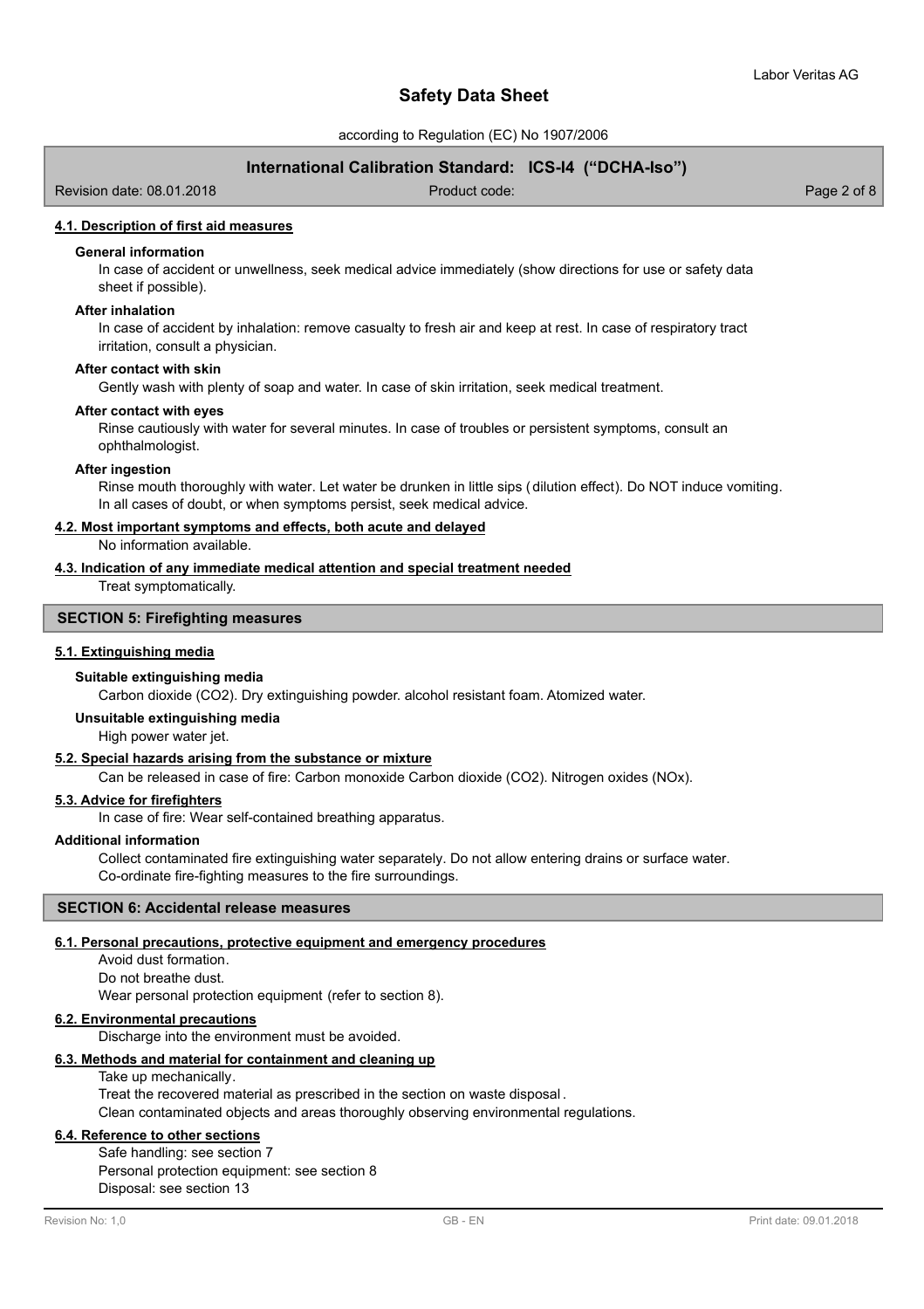### 4.1. Description of first aid measures

**General information**

In case of accident or unwellness, seek medical advice immediately (show directions for use or safety data sheet if possible).

**After inhalation**

In case of accident by inhalation: remove casualty to fresh air and keep at rest. In case of respiratory tract irritation, consult a physician.

**After contact with skin**

Gently wash with plenty of soap and water. In case of skin irritation, seek medical treatment.

**After contact with eyes**

Rinse cautiously with water for several minutes. In case of troubles or persistent symptoms, consult an ophthalmologist.

**After ingestion**

Rinse mouth thoroughly with water. Let water be drunken in little sips (dilution effect). Do NOT induce vomiting. In all cases of doubt, or when symptoms persist, seek medical advice.

### 4.2. Most important symptoms and effects, both acute and delayed

No information available.

### 4.3. Indication of any immediate medical attention and special treatment needed

Treat symptomatically.

## SECTION 5: Firefighting measures

### 5.1. Extinguishing media

**Suitable extinguishing media**

Carbon dioxide ($CO_2$). Dry extinguishing powder. alcohol resistant foam. Atomized water.

**Unsuitable extinguishing media**

High power water jet.

### 5.2. Special hazards arising from the substance or mixture

Can be released in case of fire: Carbon monoxide Carbon dioxide ($CO_2$). Nitrogen oxides ($NO_x$).

### 5.3. Advice for firefighters

In case of fire: Wear self-contained breathing apparatus.

**Additional information**

Collect contaminated fire extinguishing water separately. Do not allow entering drains or surface water.
Co-ordinate fire-fighting measures to the fire surroundings.

## SECTION 6: Accidental release measures

### 6.1. Personal precautions, protective equipment and emergency procedures

Avoid dust formation.
Do not breathe dust.
Wear personal protection equipment (refer to section 8).

### 6.2. Environmental precautions

Discharge into the environment must be avoided.

### 6.3. Methods and material for containment and cleaning up

Take up mechanically.
Treat the recovered material as prescribed in the section on waste disposal.
Clean contaminated objects and areas thoroughly observing environmental regulations.

### 6.4. Reference to other sections

Safe handling: see section 7
Personal protection equipment: see section 8
Disposal: see section 13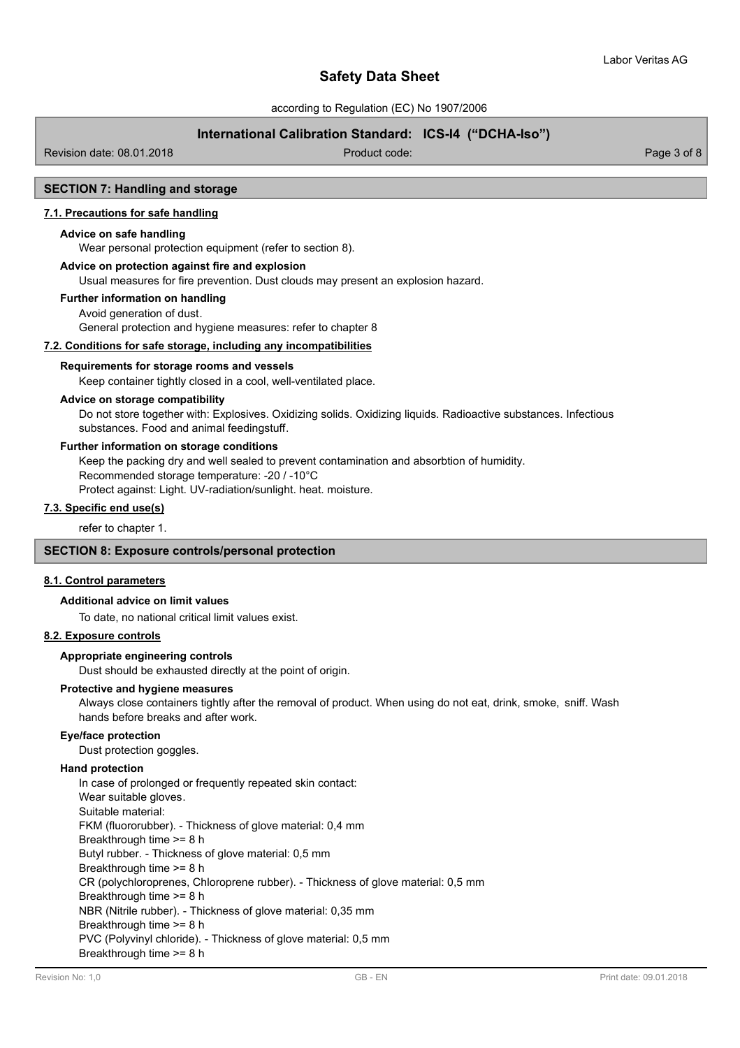## SECTION 7: Handling and storage

### 7.1. Precautions for safe handling

**Advice on safe handling**

Wear personal protection equipment (refer to section 8).

**Advice on protection against fire and explosion**

Usual measures for fire prevention. Dust clouds may present an explosion hazard.

**Further information on handling**

Avoid generation of dust.
General protection and hygiene measures: refer to chapter 8

### 7.2. Conditions for safe storage, including any incompatibilities

**Requirements for storage rooms and vessels**

Keep container tightly closed in a cool, well-ventilated place.

**Advice on storage compatibility**

Do not store together with: Explosives. Oxidizing solids. Oxidizing liquids. Radioactive substances. Infectious substances. Food and animal feedingstuff.

**Further information on storage conditions**

Keep the packing dry and well sealed to prevent contamination and absorbtion of humidity.
Recommended storage temperature: -20 / -10°C
Protect against: Light. UV-radiation/sunlight. heat. moisture.

### 7.3. Specific end use(s)

refer to chapter 1.

## SECTION 8: Exposure controls/personal protection

### 8.1. Control parameters

**Additional advice on limit values**

To date, no national critical limit values exist.

### 8.2. Exposure controls

**Appropriate engineering controls**

Dust should be exhausted directly at the point of origin.

**Protective and hygiene measures**

Always close containers tightly after the removal of product. When using do not eat, drink, smoke, sniff. Wash hands before breaks and after work.

**Eye/face protection**

Dust protection goggles.

**Hand protection**

In case of prolonged or frequently repeated skin contact:
Wear suitable gloves.
Suitable material:
FKM (fluororubber). - Thickness of glove material: 0,4 mm
Breakthrough time >= 8 h
Butyl rubber. - Thickness of glove material: 0,5 mm
Breakthrough time >= 8 h
CR (polychloroprenes, Chloroprene rubber). - Thickness of glove material: 0,5 mm
Breakthrough time >= 8 h
NBR (Nitrile rubber). - Thickness of glove material: 0,35 mm
Breakthrough time >= 8 h
PVC (Polyvinyl chloride). - Thickness of glove material: 0,5 mm
Breakthrough time >= 8 h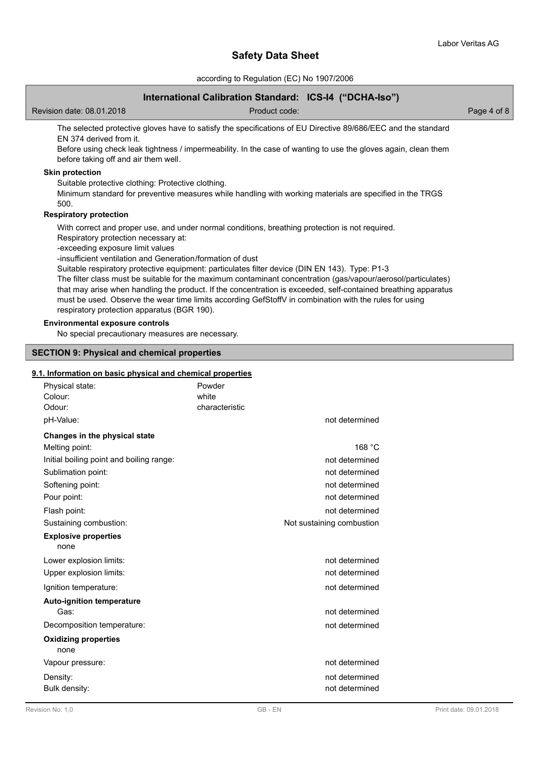The selected protective gloves have to satisfy the specifications of EU Directive 89/686/EEC and the standard EN 374 derived from it.

Before using check leak tightness / impermeability. In the case of wanting to use the gloves again, clean them before taking off and air them well.

**Skin protection**

Suitable protective clothing: Protective clothing.

Minimum standard for preventive measures while handling with working materials are specified in the TRGS 500.

**Respiratory protection**

With correct and proper use, and under normal conditions, breathing protection is not required.

Respiratory protection necessary at:

-exceeding exposure limit values

-insufficient ventilation and Generation/formation of dust

Suitable respiratory protective equipment: particulates filter device (DIN EN 143). Type: P1-3

The filter class must be suitable for the maximum contaminant concentration (gas/vapour/aerosol/particulates) that may arise when handling the product. If the concentration is exceeded, self-contained breathing apparatus must be used. Observe the wear time limits according GefStoffV in combination with the rules for using respiratory protection apparatus (BGR 190).

**Environmental exposure controls**

No special precautionary measures are necessary.

## SECTION 9: Physical and chemical properties

### 9.1. Information on basic physical and chemical properties

| | |
|---|---|
| Physical state: | Powder |
| Colour: | white |
| Odour: | characteristic |
| pH-Value: | not determined |

**Changes in the physical state**

| | |
|---|---|
| Melting point: | 168 °C |
| Initial boiling point and boiling range: | not determined |
| Sublimation point: | not determined |
| Softening point: | not determined |
| Pour point: | not determined |
| Flash point: | not determined |
| Sustaining combustion: | Not sustaining combustion |

**Explosive properties**

none

| | |
|---|---|
| Lower explosion limits: | not determined |
| Upper explosion limits: | not determined |
| Ignition temperature: | not determined |

**Auto-ignition temperature**

| | |
|---|---|
| Gas: | not determined |
| Decomposition temperature: | not determined |

**Oxidizing properties**

none

| | |
|---|---|
| Vapour pressure: | not determined |
| Density: | not determined |
| Bulk density: | not determined |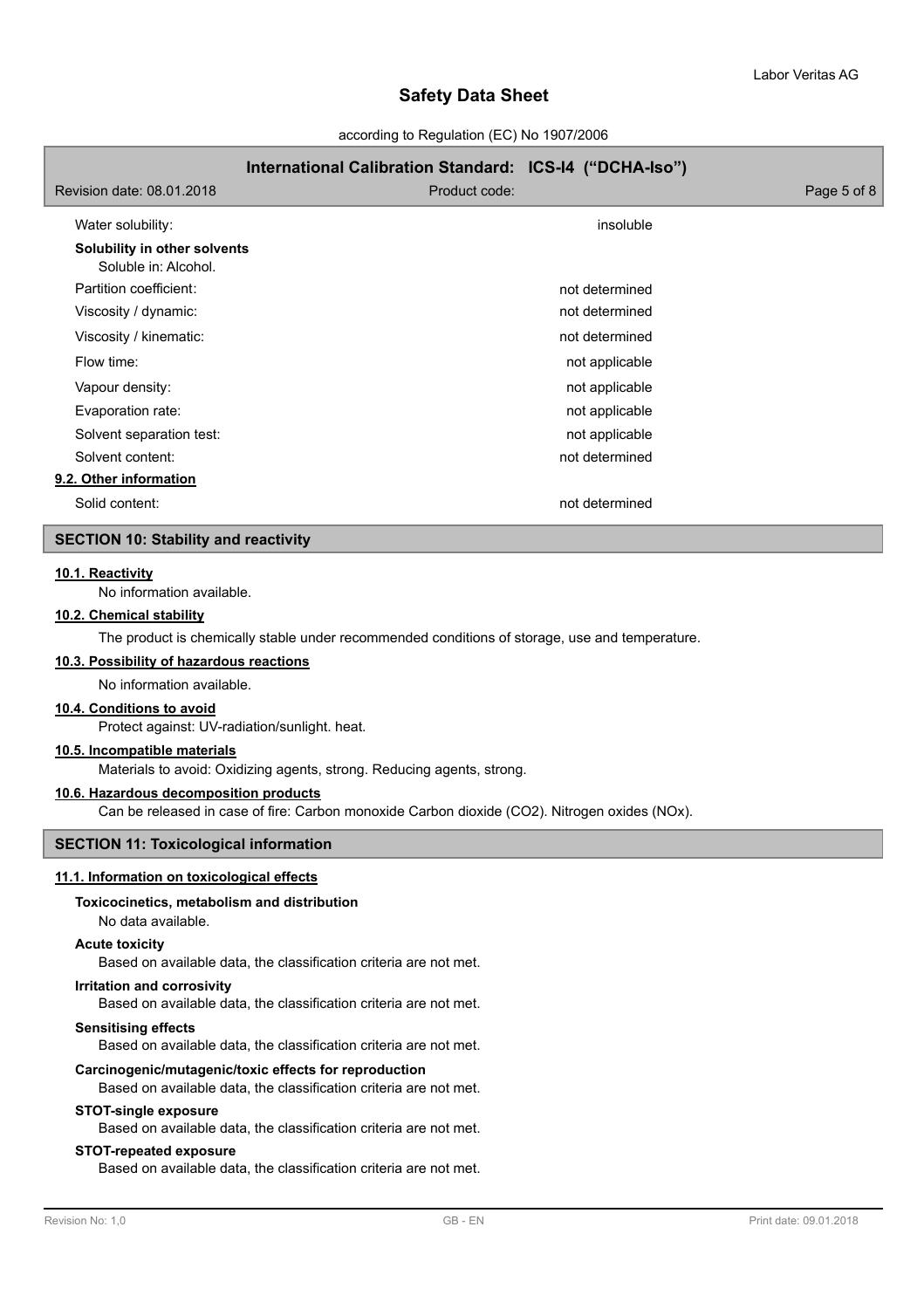| | |
|---|---|
| Water solubility: | insoluble |

**Solubility in other solvents**

Soluble in: Alcohol.

| | |
|---|---|
| Partition coefficient: | not determined |
| Viscosity / dynamic: | not determined |
| Viscosity / kinematic: | not determined |
| Flow time: | not applicable |
| Vapour density: | not applicable |
| Evaporation rate: | not applicable |
| Solvent separation test: | not applicable |
| Solvent content: | not determined |

**9.2. Other information**

| | |
|---|---|
| Solid content: | not determined |

## SECTION 10: Stability and reactivity

**10.1. Reactivity**

No information available.

**10.2. Chemical stability**

The product is chemically stable under recommended conditions of storage, use and temperature.

**10.3. Possibility of hazardous reactions**

No information available.

**10.4. Conditions to avoid**

Protect against: UV-radiation/sunlight. heat.

**10.5. Incompatible materials**

Materials to avoid: Oxidizing agents, strong. Reducing agents, strong.

**10.6. Hazardous decomposition products**

Can be released in case of fire: Carbon monoxide Carbon dioxide ($CO_2$). Nitrogen oxides ($NO_x$).

## SECTION 11: Toxicological information

**11.1. Information on toxicological effects**

**Toxicocinetics, metabolism and distribution**

No data available.

**Acute toxicity**

Based on available data, the classification criteria are not met.

**Irritation and corrosivity**

Based on available data, the classification criteria are not met.

**Sensitising effects**

Based on available data, the classification criteria are not met.

**Carcinogenic/mutagenic/toxic effects for reproduction**

Based on available data, the classification criteria are not met.

**STOT-single exposure**

Based on available data, the classification criteria are not met.

**STOT-repeated exposure**

Based on available data, the classification criteria are not met.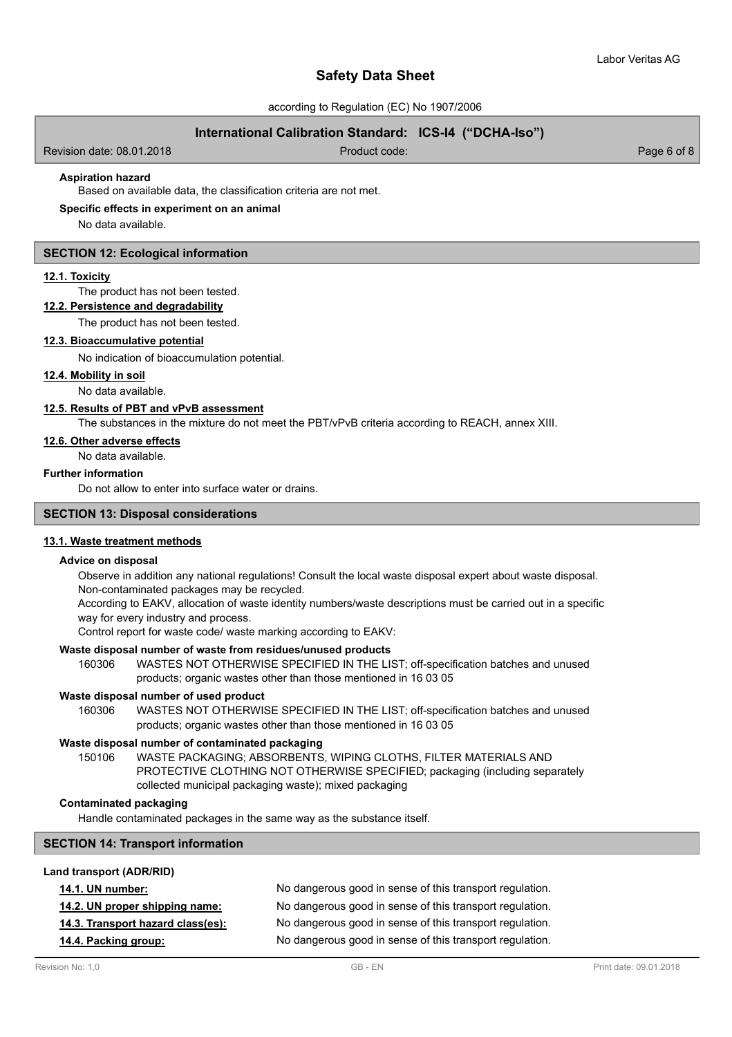**Aspiration hazard**

Based on available data, the classification criteria are not met.

**Specific effects in experiment on an animal**

No data available.

## SECTION 12: Ecological information

### 12.1. Toxicity

The product has not been tested.

### 12.2. Persistence and degradability

The product has not been tested.

### 12.3. Bioaccumulative potential

No indication of bioaccumulation potential.

### 12.4. Mobility in soil

No data available.

### 12.5. Results of PBT and vPvB assessment

The substances in the mixture do not meet the PBT/vPvB criteria according to REACH, annex XIII.

### 12.6. Other adverse effects

No data available.

**Further information**

Do not allow to enter into surface water or drains.

## SECTION 13: Disposal considerations

### 13.1. Waste treatment methods

**Advice on disposal**

Observe in addition any national regulations! Consult the local waste disposal expert about waste disposal.
Non-contaminated packages may be recycled.
According to EAKV, allocation of waste identity numbers/waste descriptions must be carried out in a specific way for every industry and process.
Control report for waste code/ waste marking according to EAKV:

**Waste disposal number of waste from residues/unused products**

160306 WASTES NOT OTHERWISE SPECIFIED IN THE LIST; off-specification batches and unused products; organic wastes other than those mentioned in 16 03 05

**Waste disposal number of used product**

160306 WASTES NOT OTHERWISE SPECIFIED IN THE LIST; off-specification batches and unused products; organic wastes other than those mentioned in 16 03 05

**Waste disposal number of contaminated packaging**

150106 WASTE PACKAGING; ABSORBENTS, WIPING CLOTHS, FILTER MATERIALS AND PROTECTIVE CLOTHING NOT OTHERWISE SPECIFIED; packaging (including separately collected municipal packaging waste); mixed packaging

**Contaminated packaging**

Handle contaminated packages in the same way as the substance itself.

## SECTION 14: Transport information

**Land transport (ADR/RID)**

**14.1. UN number:** No dangerous good in sense of this transport regulation.

**14.2. UN proper shipping name:** No dangerous good in sense of this transport regulation.

**14.3. Transport hazard class(es):** No dangerous good in sense of this transport regulation.

**14.4. Packing group:** No dangerous good in sense of this transport regulation.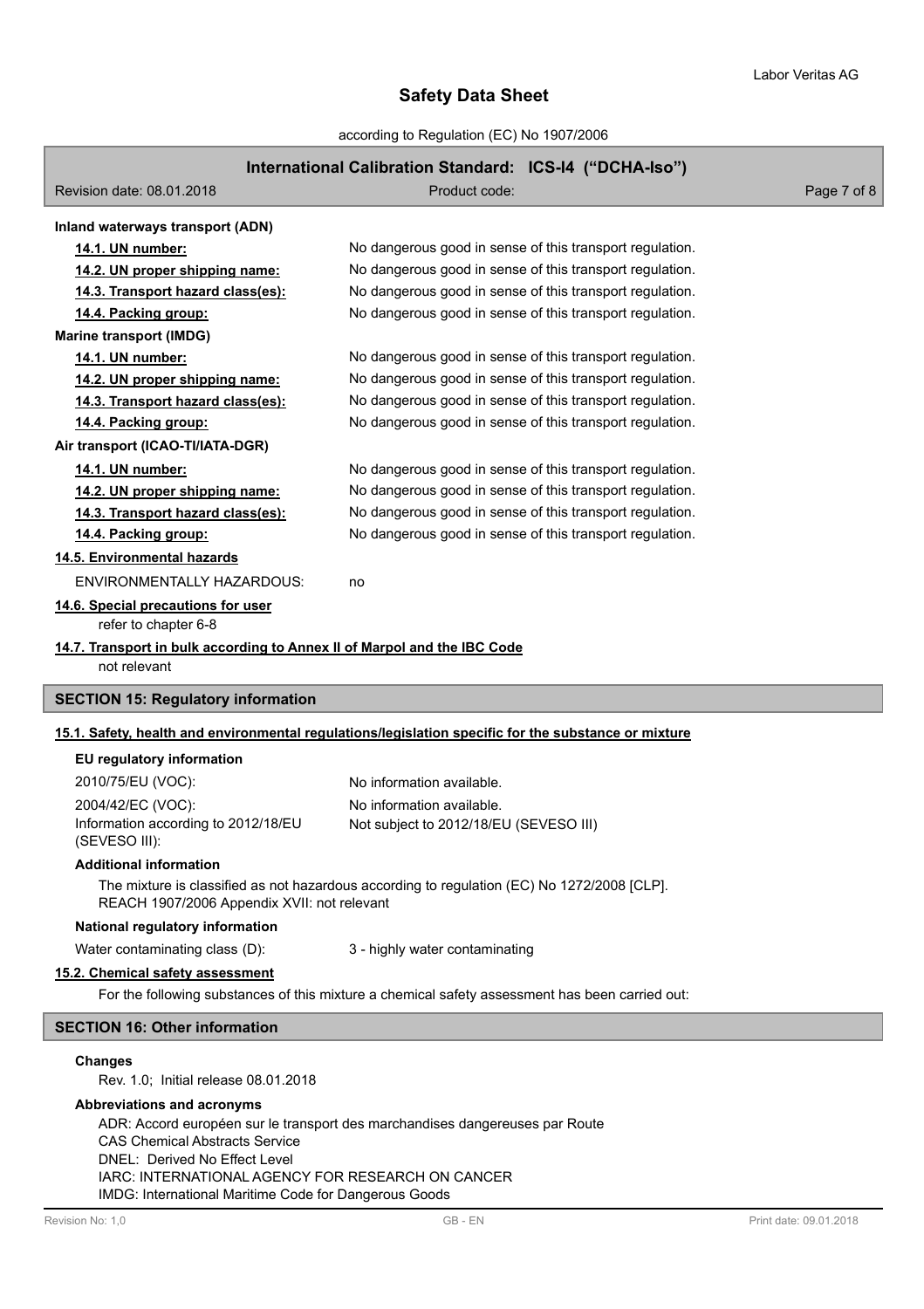**Inland waterways transport (ADN)**

| | |
|---|---|
| **14.1. UN number:** | No dangerous good in sense of this transport regulation. |
| **14.2. UN proper shipping name:** | No dangerous good in sense of this transport regulation. |
| **14.3. Transport hazard class(es):** | No dangerous good in sense of this transport regulation. |
| **14.4. Packing group:** | No dangerous good in sense of this transport regulation. |

**Marine transport (IMDG)**

| | |
|---|---|
| **14.1. UN number:** | No dangerous good in sense of this transport regulation. |
| **14.2. UN proper shipping name:** | No dangerous good in sense of this transport regulation. |
| **14.3. Transport hazard class(es):** | No dangerous good in sense of this transport regulation. |
| **14.4. Packing group:** | No dangerous good in sense of this transport regulation. |

**Air transport (ICAO-TI/IATA-DGR)**

| | |
|---|---|
| **14.1. UN number:** | No dangerous good in sense of this transport regulation. |
| **14.2. UN proper shipping name:** | No dangerous good in sense of this transport regulation. |
| **14.3. Transport hazard class(es):** | No dangerous good in sense of this transport regulation. |
| **14.4. Packing group:** | No dangerous good in sense of this transport regulation. |

**14.5. Environmental hazards**

ENVIRONMENTALLY HAZARDOUS: no

**14.6. Special precautions for user**

refer to chapter 6-8

**14.7. Transport in bulk according to Annex II of Marpol and the IBC Code**

not relevant

## SECTION 15: Regulatory information

**15.1. Safety, health and environmental regulations/legislation specific for the substance or mixture**

**EU regulatory information**

| | |
|---|---|
| 2010/75/EU (VOC): | No information available. |
| 2004/42/EC (VOC): | No information available. |
| Information according to 2012/18/EU (SEVESO III): | Not subject to 2012/18/EU (SEVESO III) |

**Additional information**

The mixture is classified as not hazardous according to regulation (EC) No 1272/2008 [CLP].
REACH 1907/2006 Appendix XVII: not relevant

**National regulatory information**

Water contaminating class (D): 3 - highly water contaminating

**15.2. Chemical safety assessment**

For the following substances of this mixture a chemical safety assessment has been carried out:

## SECTION 16: Other information

**Changes**

Rev. 1.0; Initial release 08.01.2018

**Abbreviations and acronyms**

ADR: Accord européen sur le transport des marchandises dangereuses par Route
CAS Chemical Abstracts Service
DNEL: Derived No Effect Level
IARC: INTERNATIONAL AGENCY FOR RESEARCH ON CANCER
IMDG: International Maritime Code for Dangerous Goods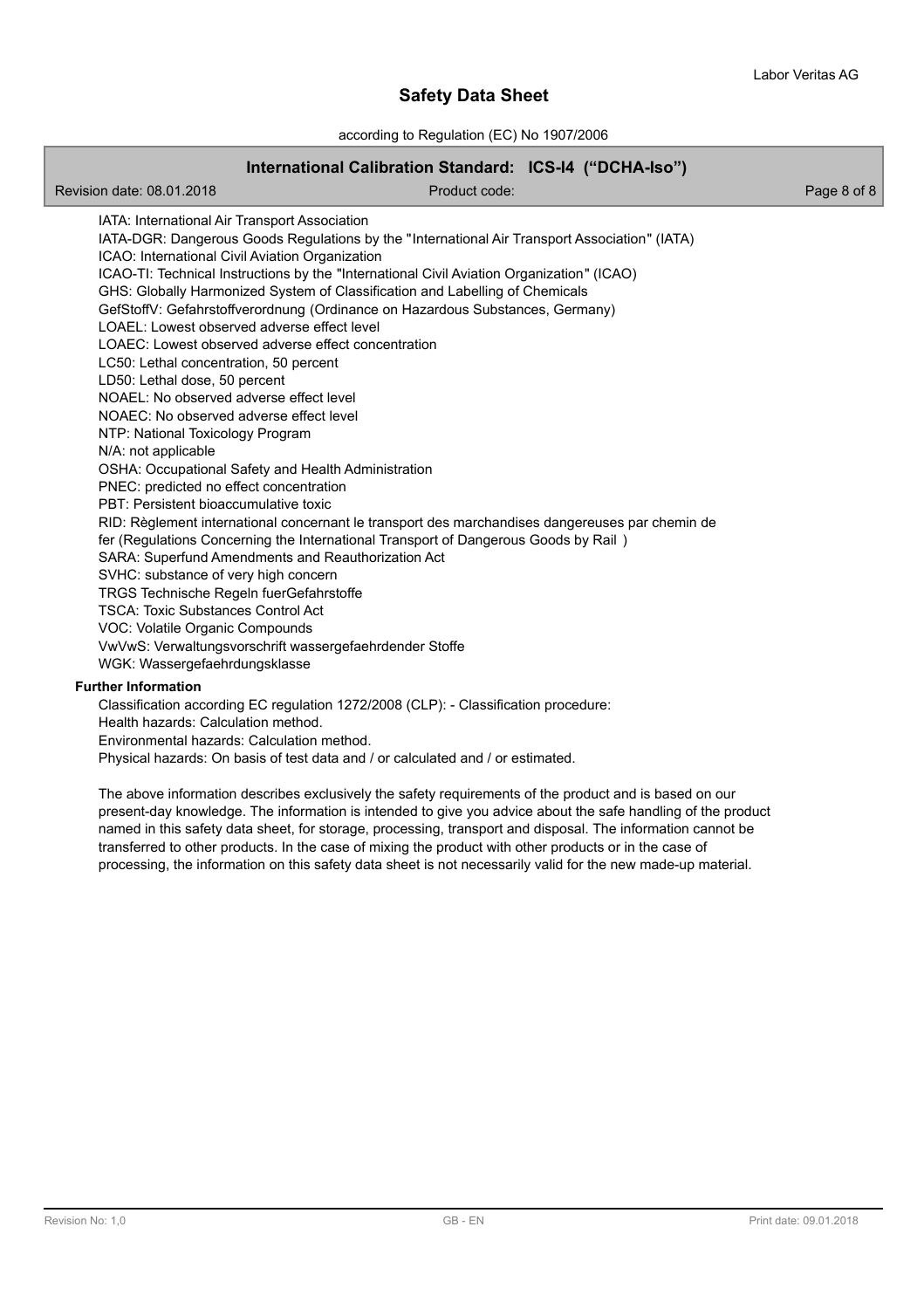IATA: International Air Transport Association
IATA-DGR: Dangerous Goods Regulations by the "International Air Transport Association" (IATA)
ICAO: International Civil Aviation Organization
ICAO-TI: Technical Instructions by the "International Civil Aviation Organization" (ICAO)
GHS: Globally Harmonized System of Classification and Labelling of Chemicals
GefStoffV: Gefahrstoffverordnung (Ordinance on Hazardous Substances, Germany)
LOAEL: Lowest observed adverse effect level
LOAEC: Lowest observed adverse effect concentration
LC50: Lethal concentration, 50 percent
LD50: Lethal dose, 50 percent
NOAEL: No observed adverse effect level
NOAEC: No observed adverse effect level
NTP: National Toxicology Program
N/A: not applicable
OSHA: Occupational Safety and Health Administration
PNEC: predicted no effect concentration
PBT: Persistent bioaccumulative toxic
RID: Règlement international concernant le transport des marchandises dangereuses par chemin de fer (Regulations Concerning the International Transport of Dangerous Goods by Rail )
SARA: Superfund Amendments and Reauthorization Act
SVHC: substance of very high concern
TRGS Technische Regeln fuerGefahrstoffe
TSCA: Toxic Substances Control Act
VOC: Volatile Organic Compounds
VwVwS: Verwaltungsvorschrift wassergefaehrdender Stoffe
WGK: Wassergefaehrdungsklasse

**Further Information**

Classification according EC regulation 1272/2008 (CLP): - Classification procedure:
Health hazards: Calculation method.
Environmental hazards: Calculation method.
Physical hazards: On basis of test data and / or calculated and / or estimated.

The above information describes exclusively the safety requirements of the product and is based on our present-day knowledge. The information is intended to give you advice about the safe handling of the product named in this safety data sheet, for storage, processing, transport and disposal. The information cannot be transferred to other products. In the case of mixing the product with other products or in the case of processing, the information on this safety data sheet is not necessarily valid for the new made-up material.